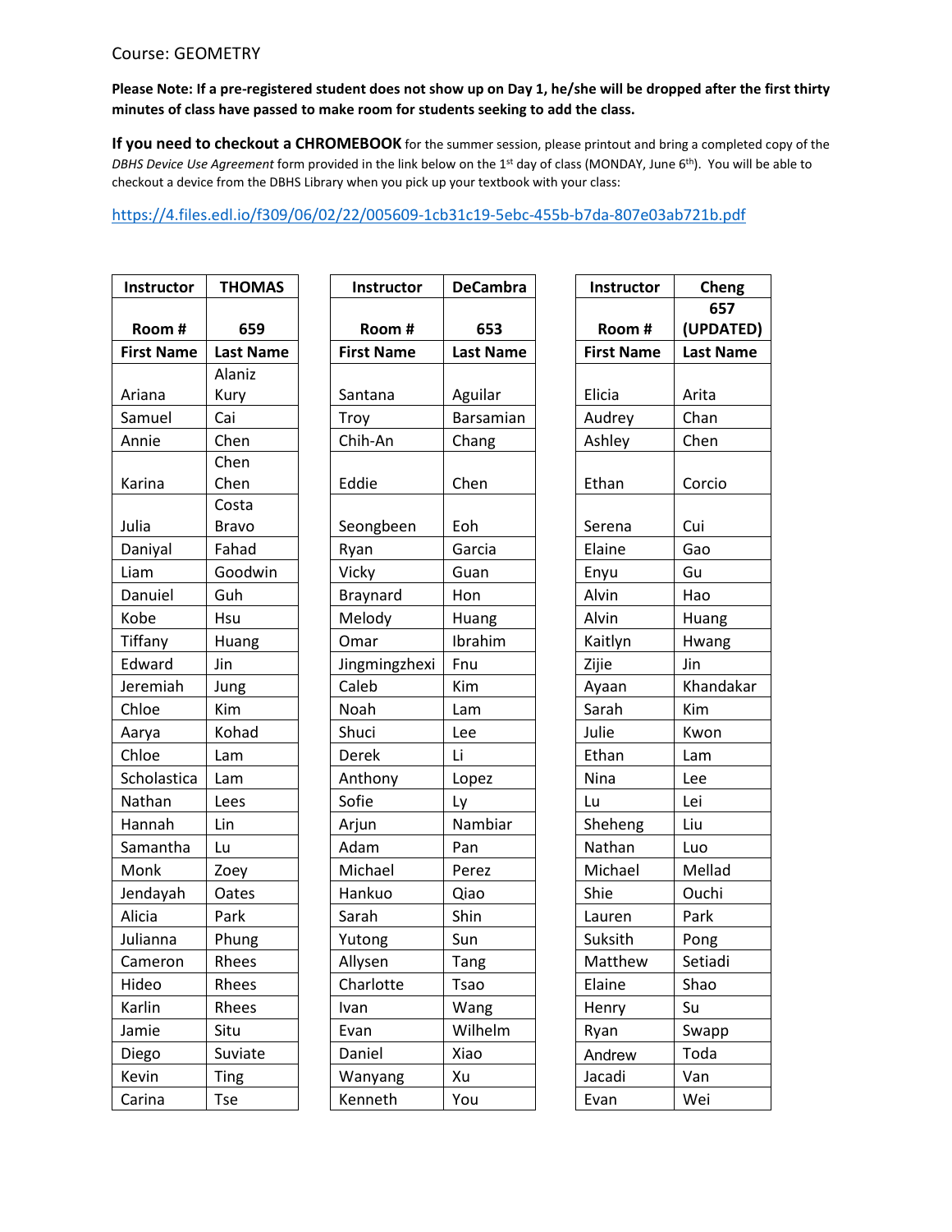Course: GEOMETRY

**Please Note: If a pre-registered student does not show up on Day 1, he/she will be dropped after the first thirty minutes of class have passed to make room for students seeking to add the class.**

**If you need to checkout a CHROMEBOOK** for the summer session, please printout and bring a completed copy of the *DBHS Device Use Agreement* form provided in the link below on the 1st day of class (MONDAY, June 6th). You will be able to checkout a device from the DBHS Library when you pick up your textbook with your class:

https://4.files.edl.io/f309/06/02/22/005609-1cb31c19-5ebc-455b-b7da-807e03ab721b.pdf

| Instructor | THOMAS |
|---|---|
| Room # | 659 |
| **First Name** | **Last Name** |
| Ariana | Alaniz Kury |
| Samuel | Cai |
| Annie | Chen |
| Karina | Chen Chen |
| Julia | Costa Bravo |
| Daniyal | Fahad |
| Liam | Goodwin |
| Danuiel | Guh |
| Kobe | Hsu |
| Tiffany | Huang |
| Edward | Jin |
| Jeremiah | Jung |
| Chloe | Kim |
| Aarya | Kohad |
| Chloe | Lam |
| Scholastica | Lam |
| Nathan | Lees |
| Hannah | Lin |
| Samantha | Lu |
| Monk | Zoey |
| Jendayah | Oates |
| Alicia | Park |
| Julianna | Phung |
| Cameron | Rhees |
| Hideo | Rhees |
| Karlin | Rhees |
| Jamie | Situ |
| Diego | Suviate |
| Kevin | Ting |
| Carina | Tse |

| Instructor | DeCambra |
|---|---|
| Room # | 653 |
| **First Name** | **Last Name** |
| Santana | Aguilar |
| Troy | Barsamian |
| Chih-An | Chang |
| Eddie | Chen |
| Seongbeen | Eoh |
| Ryan | Garcia |
| Vicky | Guan |
| Braynard | Hon |
| Melody | Huang |
| Omar | Ibrahim |
| Jingmingzhexi | Fnu |
| Caleb | Kim |
| Noah | Lam |
| Shuci | Lee |
| Derek | Li |
| Anthony | Lopez |
| Sofie | Ly |
| Arjun | Nambiar |
| Adam | Pan |
| Michael | Perez |
| Hankuo | Qiao |
| Sarah | Shin |
| Yutong | Sun |
| Allysen | Tang |
| Charlotte | Tsao |
| Ivan | Wang |
| Evan | Wilhelm |
| Daniel | Xiao |
| Wanyang | Xu |
| Kenneth | You |

| Instructor | Cheng |
|---|---|
| Room # | 657 (UPDATED) |
| **First Name** | **Last Name** |
| Elicia | Arita |
| Audrey | Chan |
| Ashley | Chen |
| Ethan | Corcio |
| Serena | Cui |
| Elaine | Gao |
| Enyu | Gu |
| Alvin | Hao |
| Alvin | Huang |
| Kaitlyn | Hwang |
| Zijie | Jin |
| Ayaan | Khandakar |
| Sarah | Kim |
| Julie | Kwon |
| Ethan | Lam |
| Nina | Lee |
| Lu | Lei |
| Sheheng | Liu |
| Nathan | Luo |
| Michael | Mellad |
| Shie | Ouchi |
| Lauren | Park |
| Suksith | Pong |
| Matthew | Setiadi |
| Elaine | Shao |
| Henry | Su |
| Ryan | Swapp |
| Andrew | Toda |
| Jacadi | Van |
| Evan | Wei |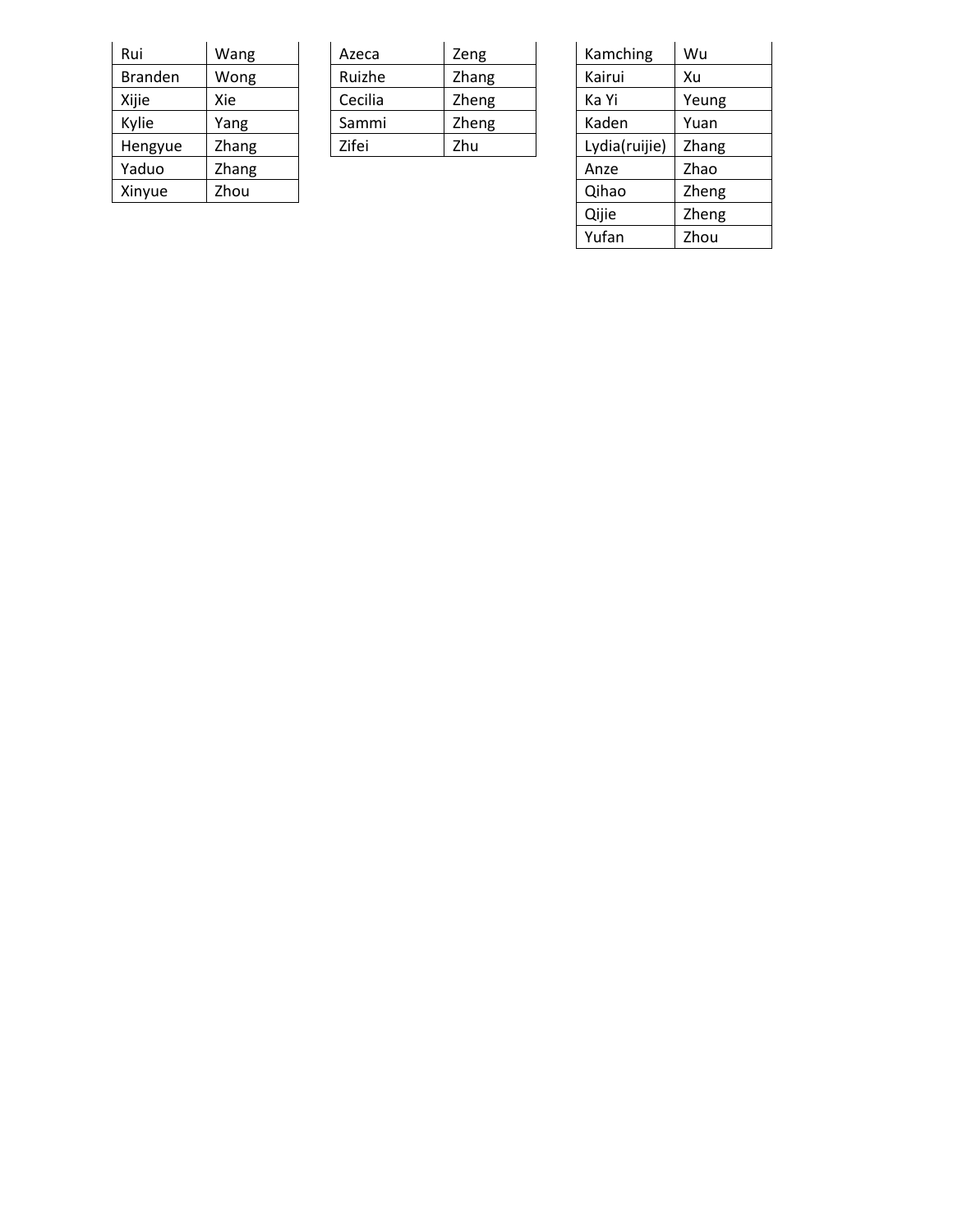| | |
|---|---|
| Rui | Wang |
| Branden | Wong |
| Xijie | Xie |
| Kylie | Yang |
| Hengyue | Zhang |
| Yaduo | Zhang |
| Xinyue | Zhou |

| | |
|---|---|
| Azeca | Zeng |
| Ruizhe | Zhang |
| Cecilia | Zheng |
| Sammi | Zheng |
| Zifei | Zhu |

| | |
|---|---|
| Kamching | Wu |
| Kairui | Xu |
| Ka Yi | Yeung |
| Kaden | Yuan |
| Lydia(ruijie) | Zhang |
| Anze | Zhao |
| Qihao | Zheng |
| Qijie | Zheng |
| Yufan | Zhou |